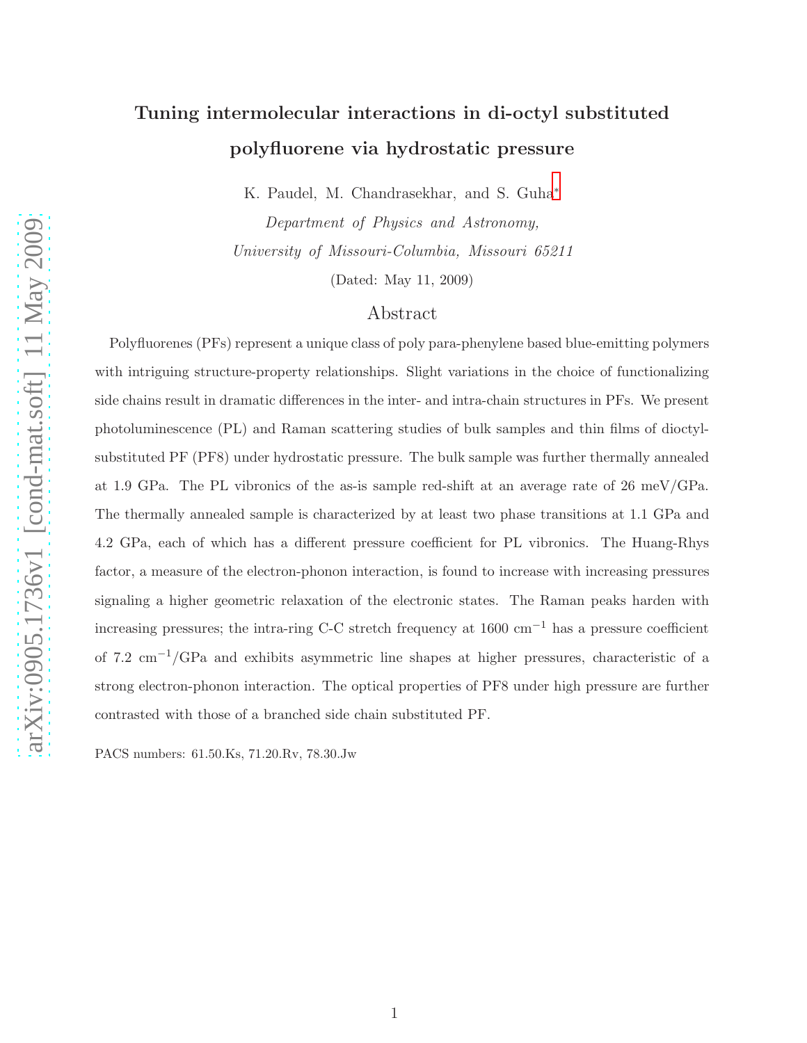# Tuning intermolecular interactions in di-octyl substituted polyfluorene via hydrostatic pressure

K. Paudel, M. Chandrasekhar, and S. Guha*

*Department of Physics and Astronomy,*
*University of Missouri-Columbia, Missouri 65211*

(Dated: May 11, 2009)

## Abstract

Polyfluorenes (PFs) represent a unique class of poly para-phenylene based blue-emitting polymers with intriguing structure-property relationships. Slight variations in the choice of functionalizing side chains result in dramatic differences in the inter- and intra-chain structures in PFs. We present photoluminescence (PL) and Raman scattering studies of bulk samples and thin films of dioctyl-substituted PF (PF8) under hydrostatic pressure. The bulk sample was further thermally annealed at 1.9 GPa. The PL vibronics of the as-is sample red-shift at an average rate of 26 meV/GPa. The thermally annealed sample is characterized by at least two phase transitions at 1.1 GPa and 4.2 GPa, each of which has a different pressure coefficient for PL vibronics. The Huang-Rhys factor, a measure of the electron-phonon interaction, is found to increase with increasing pressures signaling a higher geometric relaxation of the electronic states. The Raman peaks harden with increasing pressures; the intra-ring C-C stretch frequency at 1600 $cm^{-1}$ has a pressure coefficient of 7.2 $cm^{-1}$/GPa and exhibits asymmetric line shapes at higher pressures, characteristic of a strong electron-phonon interaction. The optical properties of PF8 under high pressure are further contrasted with those of a branched side chain substituted PF.

PACS numbers: 61.50.Ks, 71.20.Rv, 78.30.Jw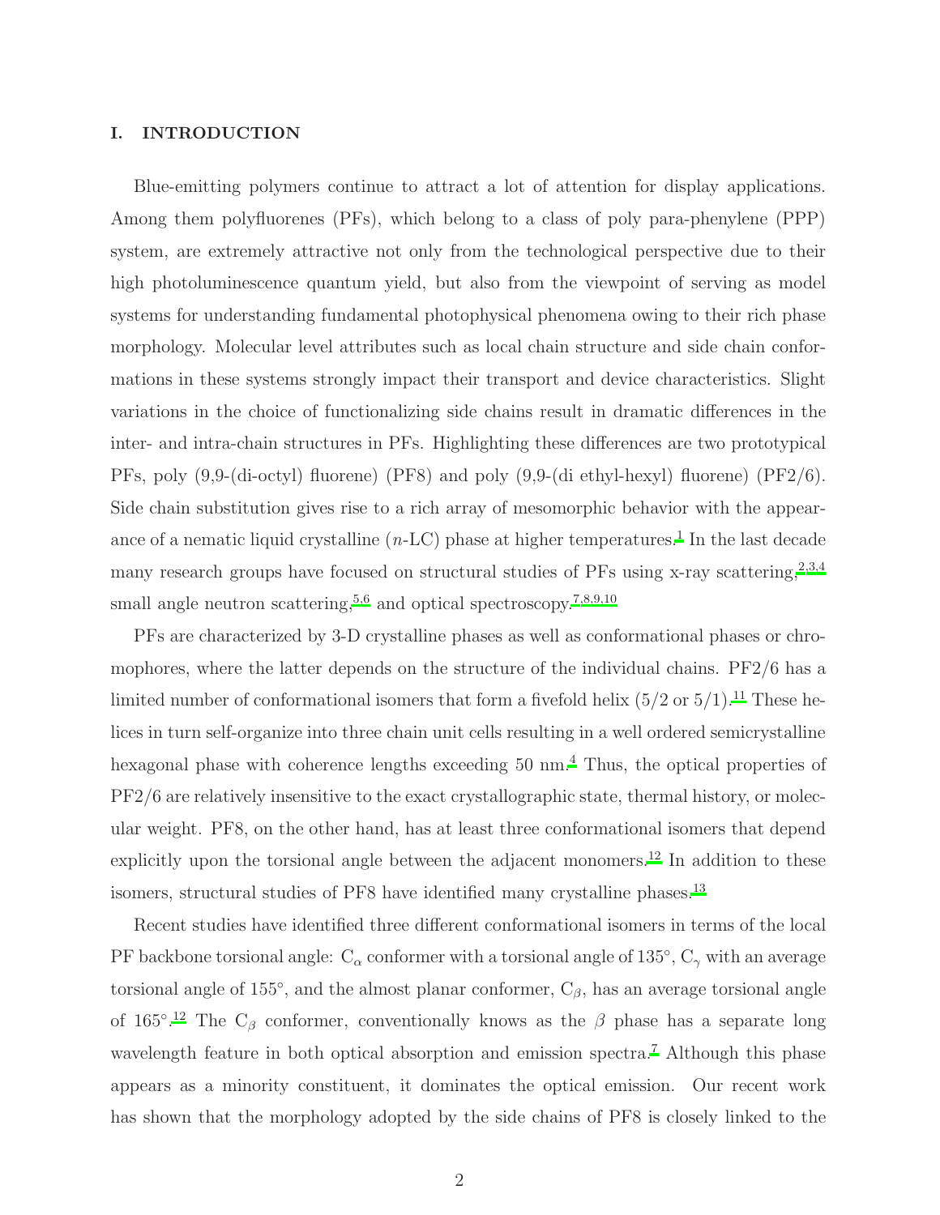## I. INTRODUCTION

Blue-emitting polymers continue to attract a lot of attention for display applications. Among them polyfluorenes (PFs), which belong to a class of poly para-phenylene (PPP) system, are extremely attractive not only from the technological perspective due to their high photoluminescence quantum yield, but also from the viewpoint of serving as model systems for understanding fundamental photophysical phenomena owing to their rich phase morphology. Molecular level attributes such as local chain structure and side chain conformations in these systems strongly impact their transport and device characteristics. Slight variations in the choice of functionalizing side chains result in dramatic differences in the inter- and intra-chain structures in PFs. Highlighting these differences are two prototypical PFs, poly (9,9-(di-octyl) fluorene) (PF8) and poly (9,9-(di ethyl-hexyl) fluorene) (PF2/6). Side chain substitution gives rise to a rich array of mesomorphic behavior with the appearance of a nematic liquid crystalline ($n$-LC) phase at higher temperatures.[1] In the last decade many research groups have focused on structural studies of PFs using x-ray scattering,[2,3,4] small angle neutron scattering,[5,6] and optical spectroscopy.[7,8,9,10]

PFs are characterized by 3-D crystalline phases as well as conformational phases or chromophores, where the latter depends on the structure of the individual chains. PF2/6 has a limited number of conformational isomers that form a fivefold helix (5/2 or 5/1).[11] These helices in turn self-organize into three chain unit cells resulting in a well ordered semicrystalline hexagonal phase with coherence lengths exceeding 50 nm.[4] Thus, the optical properties of PF2/6 are relatively insensitive to the exact crystallographic state, thermal history, or molecular weight. PF8, on the other hand, has at least three conformational isomers that depend explicitly upon the torsional angle between the adjacent monomers.[12] In addition to these isomers, structural studies of PF8 have identified many crystalline phases.[13]

Recent studies have identified three different conformational isomers in terms of the local PF backbone torsional angle: $C_\alpha$ conformer with a torsional angle of 135°, $C_\gamma$ with an average torsional angle of 155°, and the almost planar conformer, $C_\beta$, has an average torsional angle of 165°.[12] The $C_\beta$ conformer, conventionally knows as the $\beta$ phase has a separate long wavelength feature in both optical absorption and emission spectra.[7] Although this phase appears as a minority constituent, it dominates the optical emission. Our recent work has shown that the morphology adopted by the side chains of PF8 is closely linked to the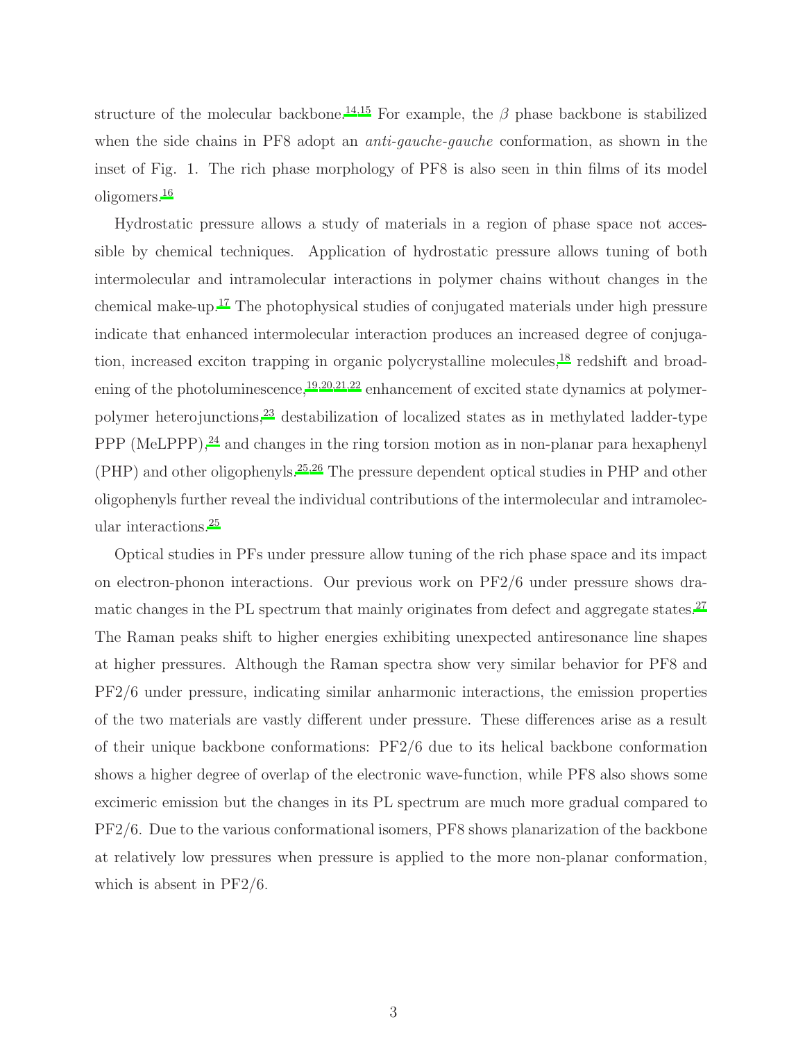structure of the molecular backbone.[14,15] For example, the $\beta$ phase backbone is stabilized when the side chains in PF8 adopt an *anti-gauche-gauche* conformation, as shown in the inset of Fig. 1. The rich phase morphology of PF8 is also seen in thin films of its model oligomers.[16]

Hydrostatic pressure allows a study of materials in a region of phase space not accessible by chemical techniques. Application of hydrostatic pressure allows tuning of both intermolecular and intramolecular interactions in polymer chains without changes in the chemical make-up.[17] The photophysical studies of conjugated materials under high pressure indicate that enhanced intermolecular interaction produces an increased degree of conjugation, increased exciton trapping in organic polycrystalline molecules,[18] redshift and broadening of the photoluminescence,[19,20,21,22] enhancement of excited state dynamics at polymer-polymer heterojunctions,[23] destabilization of localized states as in methylated ladder-type PPP (MeLPPP),[24] and changes in the ring torsion motion as in non-planar para hexaphenyl (PHP) and other oligophenyls.[25,26] The pressure dependent optical studies in PHP and other oligophenyls further reveal the individual contributions of the intermolecular and intramolecular interactions.[25]

Optical studies in PFs under pressure allow tuning of the rich phase space and its impact on electron-phonon interactions. Our previous work on PF2/6 under pressure shows dramatic changes in the PL spectrum that mainly originates from defect and aggregate states.[27] The Raman peaks shift to higher energies exhibiting unexpected antiresonance line shapes at higher pressures. Although the Raman spectra show very similar behavior for PF8 and PF2/6 under pressure, indicating similar anharmonic interactions, the emission properties of the two materials are vastly different under pressure. These differences arise as a result of their unique backbone conformations: PF2/6 due to its helical backbone conformation shows a higher degree of overlap of the electronic wave-function, while PF8 also shows some excimeric emission but the changes in its PL spectrum are much more gradual compared to PF2/6. Due to the various conformational isomers, PF8 shows planarization of the backbone at relatively low pressures when pressure is applied to the more non-planar conformation, which is absent in PF2/6.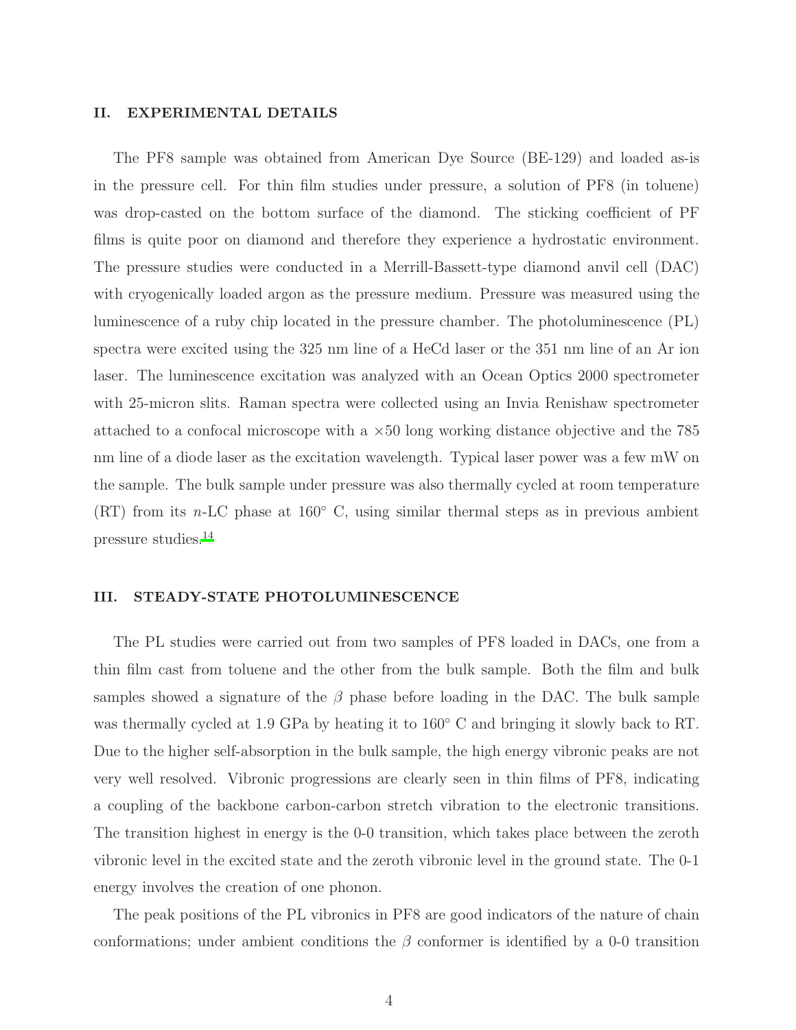## II. EXPERIMENTAL DETAILS

The PF8 sample was obtained from American Dye Source (BE-129) and loaded as-is in the pressure cell. For thin film studies under pressure, a solution of PF8 (in toluene) was drop-casted on the bottom surface of the diamond. The sticking coefficient of PF films is quite poor on diamond and therefore they experience a hydrostatic environment. The pressure studies were conducted in a Merrill-Bassett-type diamond anvil cell (DAC) with cryogenically loaded argon as the pressure medium. Pressure was measured using the luminescence of a ruby chip located in the pressure chamber. The photoluminescence (PL) spectra were excited using the 325 nm line of a HeCd laser or the 351 nm line of an Ar ion laser. The luminescence excitation was analyzed with an Ocean Optics 2000 spectrometer with 25-micron slits. Raman spectra were collected using an Invia Renishaw spectrometer attached to a confocal microscope with a $\times 50$ long working distance objective and the 785 nm line of a diode laser as the excitation wavelength. Typical laser power was a few mW on the sample. The bulk sample under pressure was also thermally cycled at room temperature (RT) from its $n$-LC phase at 160° C, using similar thermal steps as in previous ambient pressure studies.[14]

## III. STEADY-STATE PHOTOLUMINESCENCE

The PL studies were carried out from two samples of PF8 loaded in DACs, one from a thin film cast from toluene and the other from the bulk sample. Both the film and bulk samples showed a signature of the $\beta$ phase before loading in the DAC. The bulk sample was thermally cycled at 1.9 GPa by heating it to 160° C and bringing it slowly back to RT. Due to the higher self-absorption in the bulk sample, the high energy vibronic peaks are not very well resolved. Vibronic progressions are clearly seen in thin films of PF8, indicating a coupling of the backbone carbon-carbon stretch vibration to the electronic transitions. The transition highest in energy is the 0-0 transition, which takes place between the zeroth vibronic level in the excited state and the zeroth vibronic level in the ground state. The 0-1 energy involves the creation of one phonon.

The peak positions of the PL vibronics in PF8 are good indicators of the nature of chain conformations; under ambient conditions the $\beta$ conformer is identified by a 0-0 transition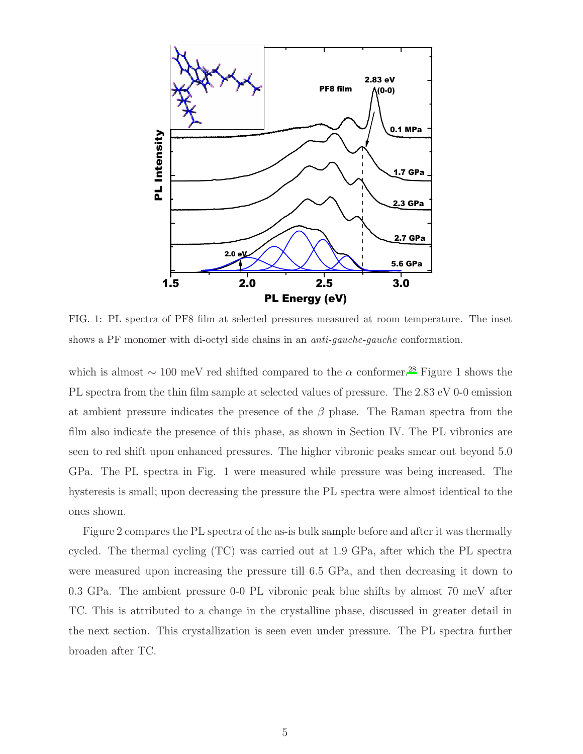FIG. 1: PL spectra of PF8 film at selected pressures measured at room temperature. The inset shows a PF monomer with di-octyl side chains in an *anti-gauche-gauche* conformation.

which is almost $\sim 100$ meV red shifted compared to the $\alpha$ conformer.[28] Figure 1 shows the PL spectra from the thin film sample at selected values of pressure. The 2.83 eV 0-0 emission at ambient pressure indicates the presence of the $\beta$ phase. The Raman spectra from the film also indicate the presence of this phase, as shown in Section IV. The PL vibronics are seen to red shift upon enhanced pressures. The higher vibronic peaks smear out beyond 5.0 GPa. The PL spectra in Fig. 1 were measured while pressure was being increased. The hysteresis is small; upon decreasing the pressure the PL spectra were almost identical to the ones shown.

Figure 2 compares the PL spectra of the as-is bulk sample before and after it was thermally cycled. The thermal cycling (TC) was carried out at 1.9 GPa, after which the PL spectra were measured upon increasing the pressure till 6.5 GPa, and then decreasing it down to 0.3 GPa. The ambient pressure 0-0 PL vibronic peak blue shifts by almost 70 meV after TC. This is attributed to a change in the crystalline phase, discussed in greater detail in the next section. This crystallization is seen even under pressure. The PL spectra further broaden after TC.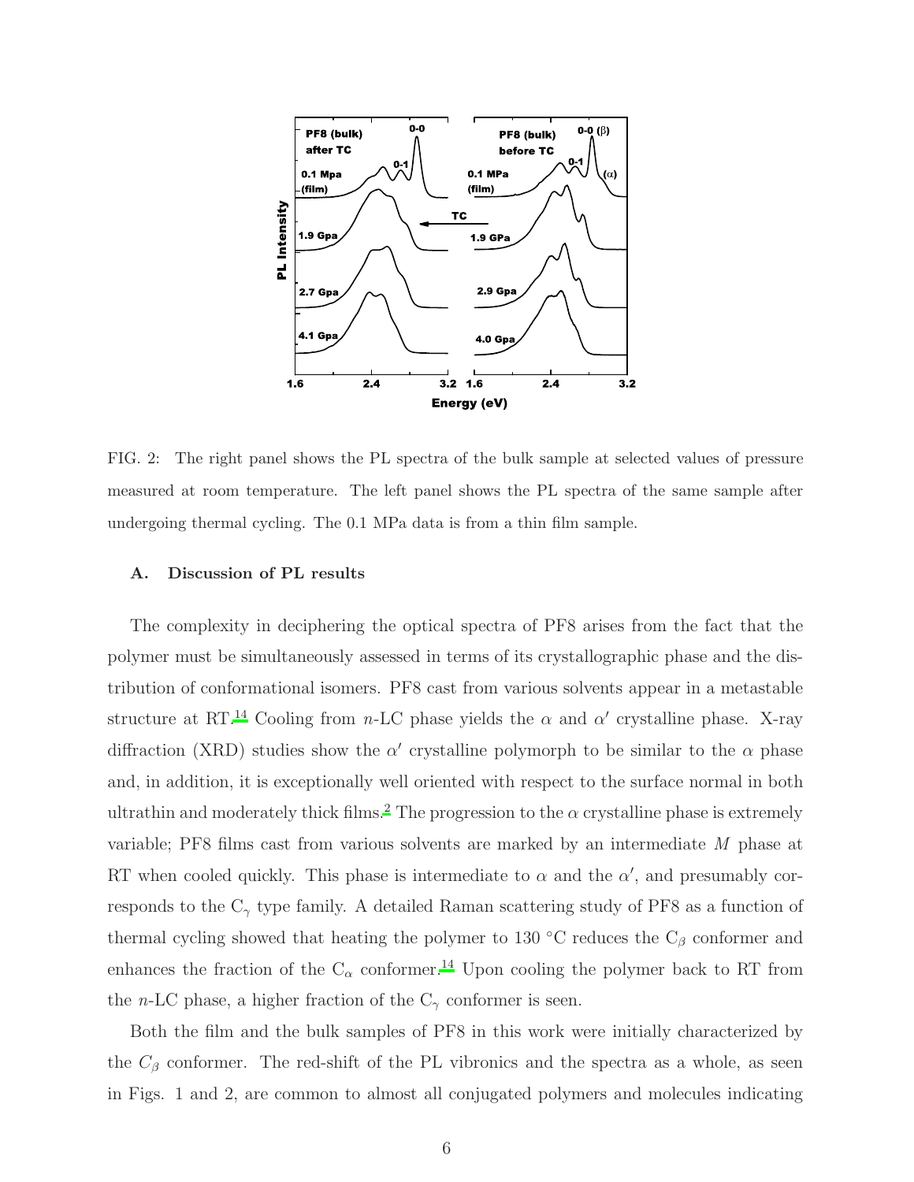FIG. 2: The right panel shows the PL spectra of the bulk sample at selected values of pressure measured at room temperature. The left panel shows the PL spectra of the same sample after undergoing thermal cycling. The 0.1 MPa data is from a thin film sample.

### A. Discussion of PL results

The complexity in deciphering the optical spectra of PF8 arises from the fact that the polymer must be simultaneously assessed in terms of its crystallographic phase and the distribution of conformational isomers. PF8 cast from various solvents appear in a metastable structure at RT.[14] Cooling from $n$-LC phase yields the $\alpha$ and $\alpha'$ crystalline phase. X-ray diffraction (XRD) studies show the $\alpha'$ crystalline polymorph to be similar to the $\alpha$ phase and, in addition, it is exceptionally well oriented with respect to the surface normal in both ultrathin and moderately thick films.[2] The progression to the $\alpha$ crystalline phase is extremely variable; PF8 films cast from various solvents are marked by an intermediate $M$ phase at RT when cooled quickly. This phase is intermediate to $\alpha$ and the $\alpha'$, and presumably corresponds to the $C_\gamma$ type family. A detailed Raman scattering study of PF8 as a function of thermal cycling showed that heating the polymer to 130 °C reduces the $C_\beta$ conformer and enhances the fraction of the $C_\alpha$ conformer.[14] Upon cooling the polymer back to RT from the $n$-LC phase, a higher fraction of the $C_\gamma$ conformer is seen.

Both the film and the bulk samples of PF8 in this work were initially characterized by the $C_\beta$ conformer. The red-shift of the PL vibronics and the spectra as a whole, as seen in Figs. 1 and 2, are common to almost all conjugated polymers and molecules indicating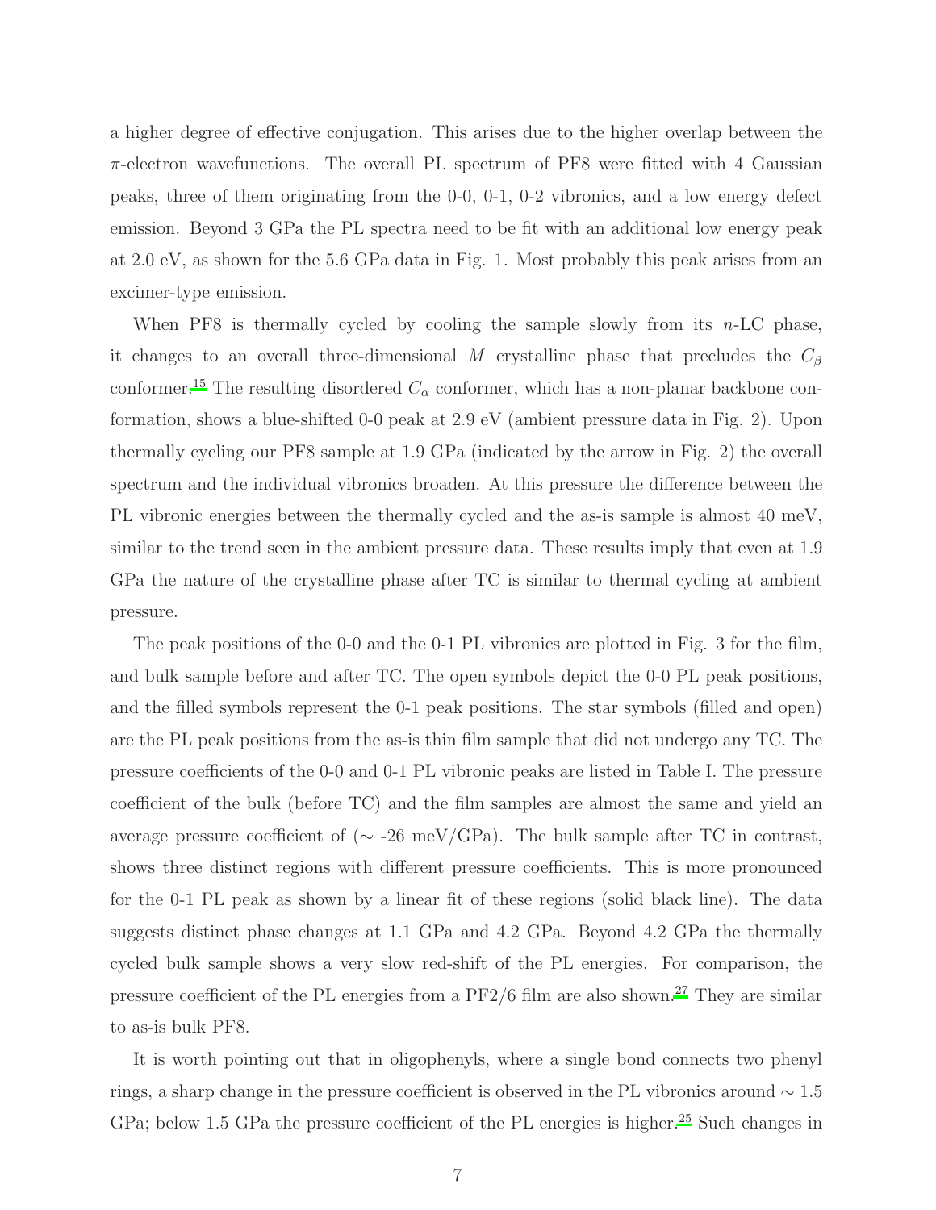a higher degree of effective conjugation. This arises due to the higher overlap between the $\pi$-electron wavefunctions. The overall PL spectrum of PF8 were fitted with 4 Gaussian peaks, three of them originating from the 0-0, 0-1, 0-2 vibronics, and a low energy defect emission. Beyond 3 GPa the PL spectra need to be fit with an additional low energy peak at 2.0 eV, as shown for the 5.6 GPa data in Fig. 1. Most probably this peak arises from an excimer-type emission.

When PF8 is thermally cycled by cooling the sample slowly from its $n$-LC phase, it changes to an overall three-dimensional $M$ crystalline phase that precludes the $C_\beta$ conformer.[15] The resulting disordered $C_\alpha$ conformer, which has a non-planar backbone conformation, shows a blue-shifted 0-0 peak at 2.9 eV (ambient pressure data in Fig. 2). Upon thermally cycling our PF8 sample at 1.9 GPa (indicated by the arrow in Fig. 2) the overall spectrum and the individual vibronics broaden. At this pressure the difference between the PL vibronic energies between the thermally cycled and the as-is sample is almost 40 meV, similar to the trend seen in the ambient pressure data. These results imply that even at 1.9 GPa the nature of the crystalline phase after TC is similar to thermal cycling at ambient pressure.

The peak positions of the 0-0 and the 0-1 PL vibronics are plotted in Fig. 3 for the film, and bulk sample before and after TC. The open symbols depict the 0-0 PL peak positions, and the filled symbols represent the 0-1 peak positions. The star symbols (filled and open) are the PL peak positions from the as-is thin film sample that did not undergo any TC. The pressure coefficients of the 0-0 and 0-1 PL vibronic peaks are listed in Table I. The pressure coefficient of the bulk (before TC) and the film samples are almost the same and yield an average pressure coefficient of ($\sim$ -26 meV/GPa). The bulk sample after TC in contrast, shows three distinct regions with different pressure coefficients. This is more pronounced for the 0-1 PL peak as shown by a linear fit of these regions (solid black line). The data suggests distinct phase changes at 1.1 GPa and 4.2 GPa. Beyond 4.2 GPa the thermally cycled bulk sample shows a very slow red-shift of the PL energies. For comparison, the pressure coefficient of the PL energies from a PF2/6 film are also shown.[27] They are similar to as-is bulk PF8.

It is worth pointing out that in oligophenyls, where a single bond connects two phenyl rings, a sharp change in the pressure coefficient is observed in the PL vibronics around $\sim$ 1.5 GPa; below 1.5 GPa the pressure coefficient of the PL energies is higher.[25] Such changes in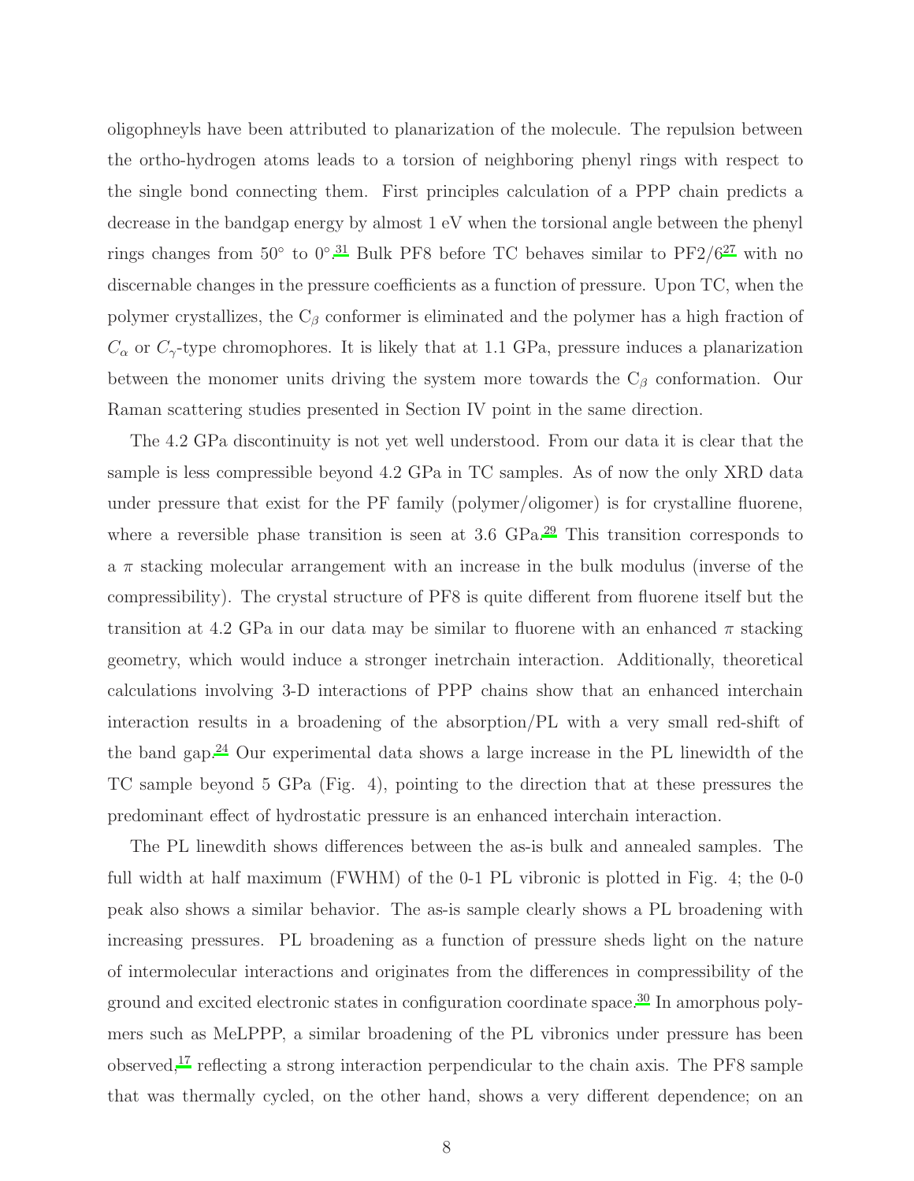oligophneyls have been attributed to planarization of the molecule. The repulsion between the ortho-hydrogen atoms leads to a torsion of neighboring phenyl rings with respect to the single bond connecting them. First principles calculation of a PPP chain predicts a decrease in the bandgap energy by almost 1 eV when the torsional angle between the phenyl rings changes from 50° to 0°.[31] Bulk PF8 before TC behaves similar to PF2/6[27] with no discernable changes in the pressure coefficients as a function of pressure. Upon TC, when the polymer crystallizes, the $C_\beta$ conformer is eliminated and the polymer has a high fraction of $C_\alpha$ or $C_\gamma$-type chromophores. It is likely that at 1.1 GPa, pressure induces a planarization between the monomer units driving the system more towards the $C_\beta$ conformation. Our Raman scattering studies presented in Section IV point in the same direction.

The 4.2 GPa discontinuity is not yet well understood. From our data it is clear that the sample is less compressible beyond 4.2 GPa in TC samples. As of now the only XRD data under pressure that exist for the PF family (polymer/oligomer) is for crystalline fluorene, where a reversible phase transition is seen at 3.6 GPa.[29] This transition corresponds to a $\pi$ stacking molecular arrangement with an increase in the bulk modulus (inverse of the compressibility). The crystal structure of PF8 is quite different from fluorene itself but the transition at 4.2 GPa in our data may be similar to fluorene with an enhanced $\pi$ stacking geometry, which would induce a stronger inetrchain interaction. Additionally, theoretical calculations involving 3-D interactions of PPP chains show that an enhanced interchain interaction results in a broadening of the absorption/PL with a very small red-shift of the band gap.[24] Our experimental data shows a large increase in the PL linewidth of the TC sample beyond 5 GPa (Fig. 4), pointing to the direction that at these pressures the predominant effect of hydrostatic pressure is an enhanced interchain interaction.

The PL linewdith shows differences between the as-is bulk and annealed samples. The full width at half maximum (FWHM) of the 0-1 PL vibronic is plotted in Fig. 4; the 0-0 peak also shows a similar behavior. The as-is sample clearly shows a PL broadening with increasing pressures. PL broadening as a function of pressure sheds light on the nature of intermolecular interactions and originates from the differences in compressibility of the ground and excited electronic states in configuration coordinate space.[30] In amorphous polymers such as MeLPPP, a similar broadening of the PL vibronics under pressure has been observed,[17] reflecting a strong interaction perpendicular to the chain axis. The PF8 sample that was thermally cycled, on the other hand, shows a very different dependence; on an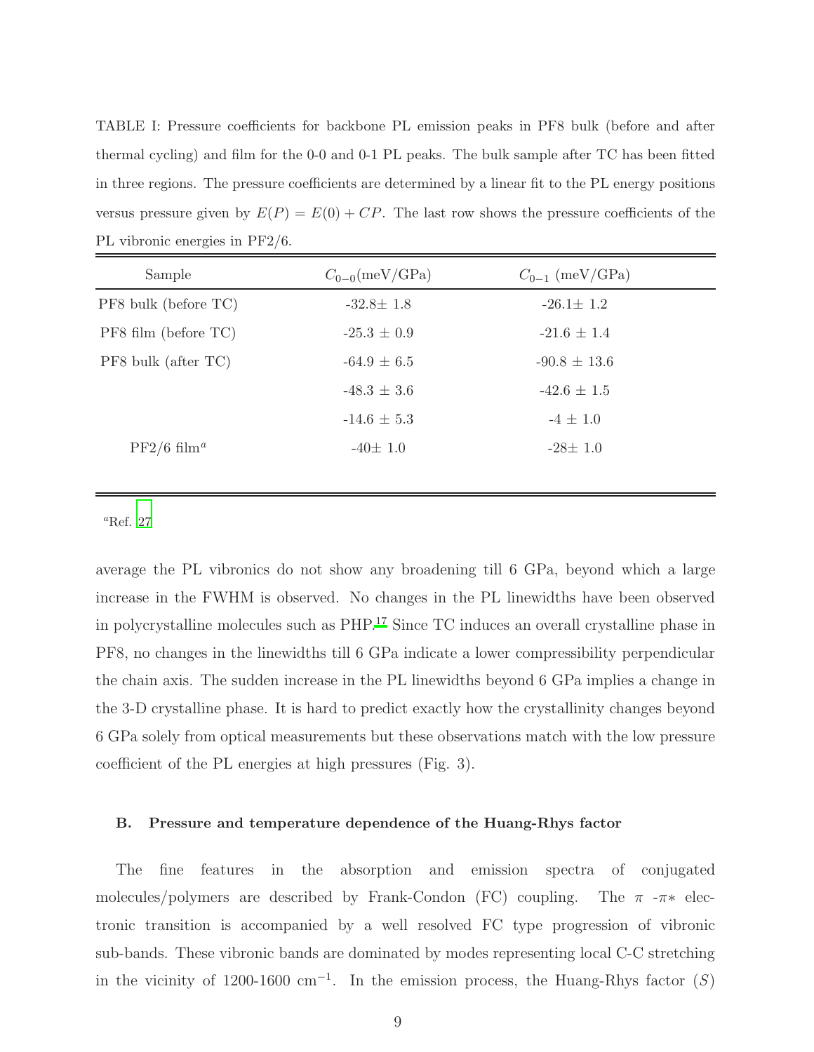TABLE I: Pressure coefficients for backbone PL emission peaks in PF8 bulk (before and after thermal cycling) and film for the 0-0 and 0-1 PL peaks. The bulk sample after TC has been fitted in three regions. The pressure coefficients are determined by a linear fit to the PL energy positions versus pressure given by $E(P) = E(0) + CP$. The last row shows the pressure coefficients of the PL vibronic energies in PF2/6.

| Sample | $C_{0-0}$(meV/GPa) | $C_{0-1}$ (meV/GPa) |
|---|---|---|
| PF8 bulk (before TC) | -32.8± 1.8 | -26.1± 1.2 |
| PF8 film (before TC) | -25.3 ± 0.9 | -21.6 ± 1.4 |
| PF8 bulk (after TC) | -64.9 ± 6.5 | -90.8 ± 13.6 |
| | -48.3 ± 3.6 | -42.6 ± 1.5 |
| | -14.6 ± 5.3 | -4 ± 1.0 |
| PF2/6 film[a] | -40± 1.0 | -28± 1.0 |

[a]Ref. 27

average the PL vibronics do not show any broadening till 6 GPa, beyond which a large increase in the FWHM is observed. No changes in the PL linewidths have been observed in polycrystalline molecules such as PHP.[17] Since TC induces an overall crystalline phase in PF8, no changes in the linewidths till 6 GPa indicate a lower compressibility perpendicular the chain axis. The sudden increase in the PL linewidths beyond 6 GPa implies a change in the 3-D crystalline phase. It is hard to predict exactly how the crystallinity changes beyond 6 GPa solely from optical measurements but these observations match with the low pressure coefficient of the PL energies at high pressures (Fig. 3).

### B. Pressure and temperature dependence of the Huang-Rhys factor

The fine features in the absorption and emission spectra of conjugated molecules/polymers are described by Frank-Condon (FC) coupling. The $\pi$ -$\pi*$ electronic transition is accompanied by a well resolved FC type progression of vibronic sub-bands. These vibronic bands are dominated by modes representing local C-C stretching in the vicinity of 1200-1600 cm$^{-1}$. In the emission process, the Huang-Rhys factor ($S$)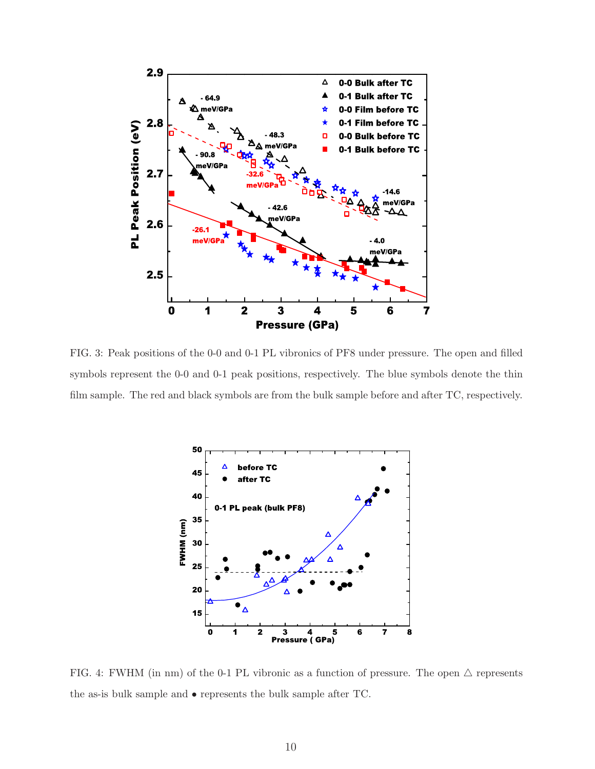FIG. 3: Peak positions of the 0-0 and 0-1 PL vibronics of PF8 under pressure. The open and filled symbols represent the 0-0 and 0-1 peak positions, respectively. The blue symbols denote the thin film sample. The red and black symbols are from the bulk sample before and after TC, respectively.

FIG. 4: FWHM (in nm) of the 0-1 PL vibronic as a function of pressure. The open △ represents the as-is bulk sample and • represents the bulk sample after TC.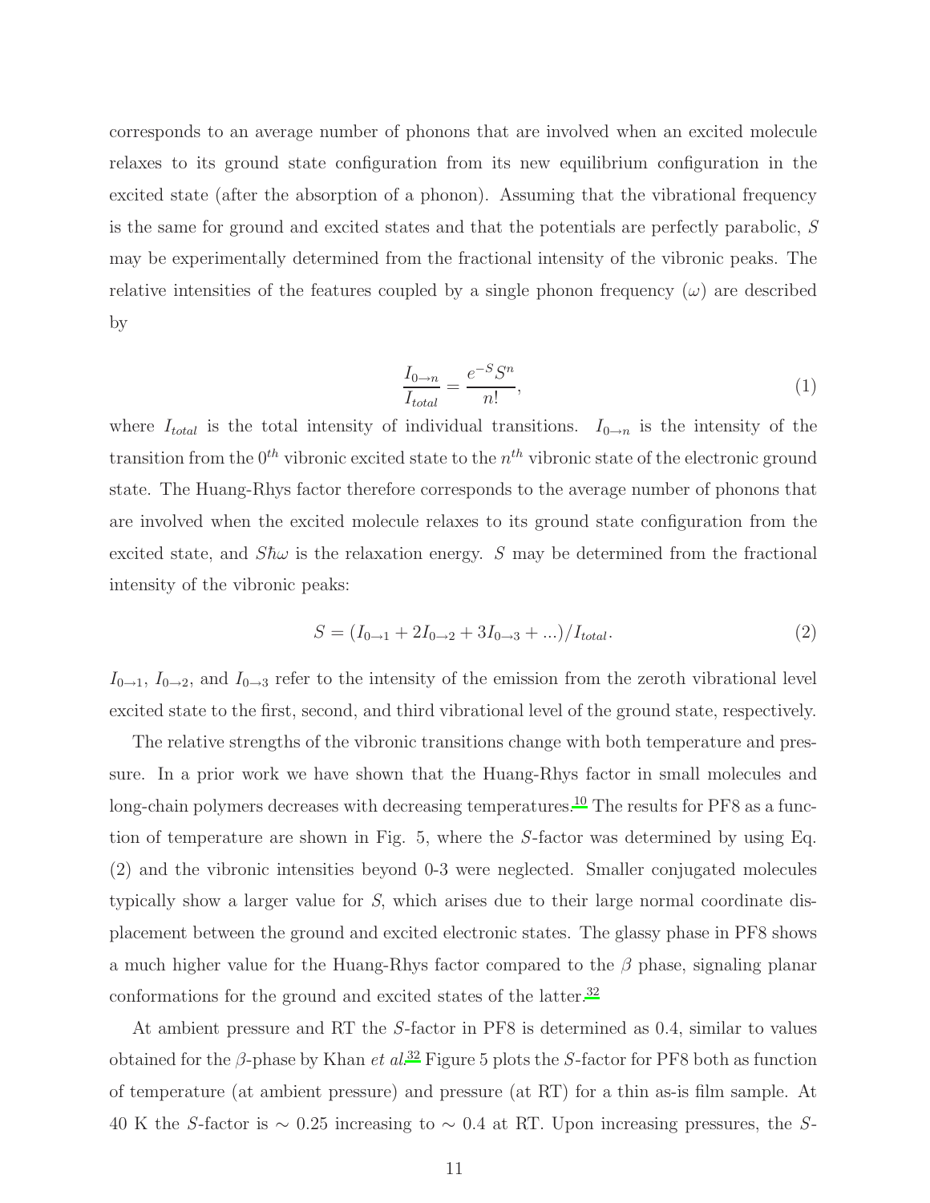corresponds to an average number of phonons that are involved when an excited molecule relaxes to its ground state configuration from its new equilibrium configuration in the excited state (after the absorption of a phonon). Assuming that the vibrational frequency is the same for ground and excited states and that the potentials are perfectly parabolic, $S$ may be experimentally determined from the fractional intensity of the vibronic peaks. The relative intensities of the features coupled by a single phonon frequency ($\omega$) are described by

$$\frac{I_{0\to n}}{I_{total}} = \frac{e^{-S}S^n}{n!}, \tag{1}$$

where $I_{total}$ is the total intensity of individual transitions. $I_{0\to n}$ is the intensity of the transition from the $0^{th}$ vibronic excited state to the $n^{th}$ vibronic state of the electronic ground state. The Huang-Rhys factor therefore corresponds to the average number of phonons that are involved when the excited molecule relaxes to its ground state configuration from the excited state, and $S\hbar\omega$ is the relaxation energy. $S$ may be determined from the fractional intensity of the vibronic peaks:

$$S = (I_{0\to 1} + 2I_{0\to 2} + 3I_{0\to 3} + ...)/I_{total}. \tag{2}$$

$I_{0\to 1}$, $I_{0\to 2}$, and $I_{0\to 3}$ refer to the intensity of the emission from the zeroth vibrational level excited state to the first, second, and third vibrational level of the ground state, respectively.

The relative strengths of the vibronic transitions change with both temperature and pressure. In a prior work we have shown that the Huang-Rhys factor in small molecules and long-chain polymers decreases with decreasing temperatures.[10] The results for PF8 as a function of temperature are shown in Fig. 5, where the $S$-factor was determined by using Eq. (2) and the vibronic intensities beyond 0-3 were neglected. Smaller conjugated molecules typically show a larger value for $S$, which arises due to their large normal coordinate displacement between the ground and excited electronic states. The glassy phase in PF8 shows a much higher value for the Huang-Rhys factor compared to the $\beta$ phase, signaling planar conformations for the ground and excited states of the latter.[32]

At ambient pressure and RT the $S$-factor in PF8 is determined as 0.4, similar to values obtained for the $\beta$-phase by Khan *et al.*[32] Figure 5 plots the $S$-factor for PF8 both as function of temperature (at ambient pressure) and pressure (at RT) for a thin as-is film sample. At 40 K the $S$-factor is $\sim$ 0.25 increasing to $\sim$ 0.4 at RT. Upon increasing pressures, the $S$-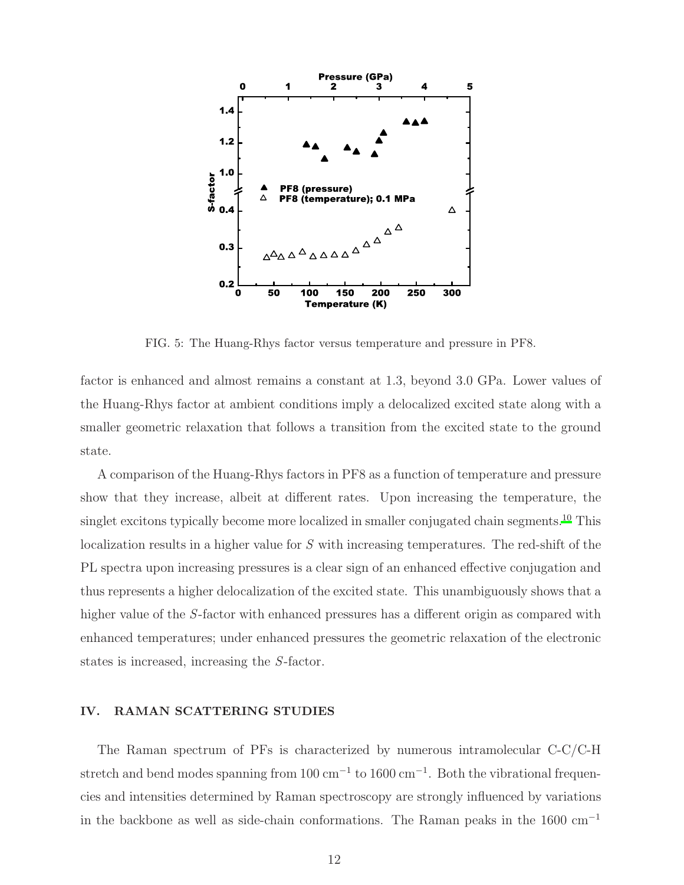FIG. 5: The Huang-Rhys factor versus temperature and pressure in PF8.

factor is enhanced and almost remains a constant at 1.3, beyond 3.0 GPa. Lower values of the Huang-Rhys factor at ambient conditions imply a delocalized excited state along with a smaller geometric relaxation that follows a transition from the excited state to the ground state.

A comparison of the Huang-Rhys factors in PF8 as a function of temperature and pressure show that they increase, albeit at different rates. Upon increasing the temperature, the singlet excitons typically become more localized in smaller conjugated chain segments.[10] This localization results in a higher value for $S$ with increasing temperatures. The red-shift of the PL spectra upon increasing pressures is a clear sign of an enhanced effective conjugation and thus represents a higher delocalization of the excited state. This unambiguously shows that a higher value of the $S$-factor with enhanced pressures has a different origin as compared with enhanced temperatures; under enhanced pressures the geometric relaxation of the electronic states is increased, increasing the $S$-factor.

## IV. RAMAN SCATTERING STUDIES

The Raman spectrum of PFs is characterized by numerous intramolecular C-C/C-H stretch and bend modes spanning from 100 $\mathrm{cm}^{-1}$ to 1600 $\mathrm{cm}^{-1}$. Both the vibrational frequencies and intensities determined by Raman spectroscopy are strongly influenced by variations in the backbone as well as side-chain conformations. The Raman peaks in the 1600 $\mathrm{cm}^{-1}$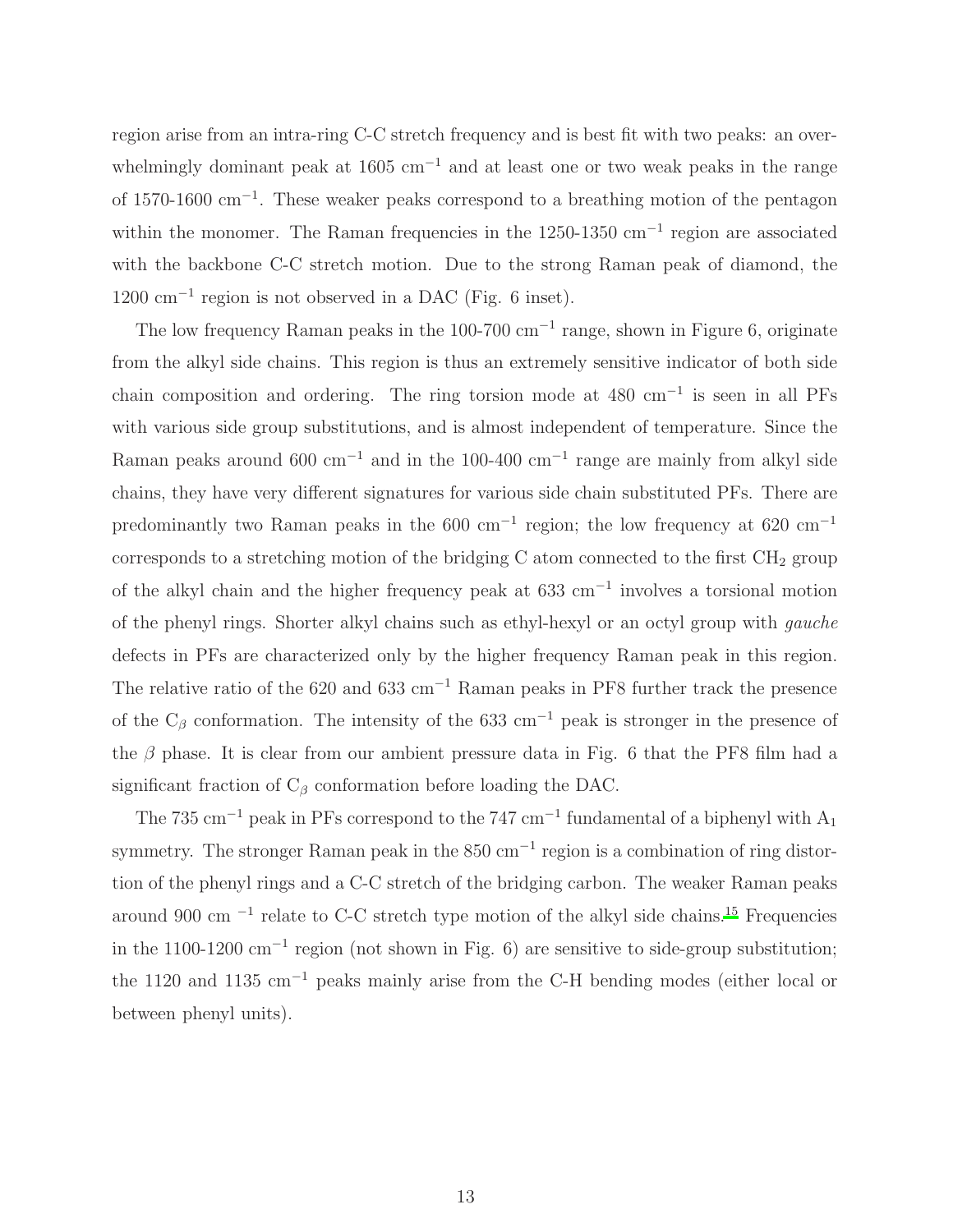region arise from an intra-ring C-C stretch frequency and is best fit with two peaks: an overwhelmingly dominant peak at 1605 $cm^{-1}$ and at least one or two weak peaks in the range of 1570-1600 $cm^{-1}$. These weaker peaks correspond to a breathing motion of the pentagon within the monomer. The Raman frequencies in the 1250-1350 $cm^{-1}$ region are associated with the backbone C-C stretch motion. Due to the strong Raman peak of diamond, the 1200 $cm^{-1}$ region is not observed in a DAC (Fig. 6 inset).

The low frequency Raman peaks in the 100-700 $cm^{-1}$ range, shown in Figure 6, originate from the alkyl side chains. This region is thus an extremely sensitive indicator of both side chain composition and ordering. The ring torsion mode at 480 $cm^{-1}$ is seen in all PFs with various side group substitutions, and is almost independent of temperature. Since the Raman peaks around 600 $cm^{-1}$ and in the 100-400 $cm^{-1}$ range are mainly from alkyl side chains, they have very different signatures for various side chain substituted PFs. There are predominantly two Raman peaks in the 600 $cm^{-1}$ region; the low frequency at 620 $cm^{-1}$ corresponds to a stretching motion of the bridging C atom connected to the first $CH_2$ group of the alkyl chain and the higher frequency peak at 633 $cm^{-1}$ involves a torsional motion of the phenyl rings. Shorter alkyl chains such as ethyl-hexyl or an octyl group with *gauche* defects in PFs are characterized only by the higher frequency Raman peak in this region. The relative ratio of the 620 and 633 $cm^{-1}$ Raman peaks in PF8 further track the presence of the $C_\beta$ conformation. The intensity of the 633 $cm^{-1}$ peak is stronger in the presence of the $\beta$ phase. It is clear from our ambient pressure data in Fig. 6 that the PF8 film had a significant fraction of $C_\beta$ conformation before loading the DAC.

The 735 $cm^{-1}$ peak in PFs correspond to the 747 $cm^{-1}$ fundamental of a biphenyl with $A_1$ symmetry. The stronger Raman peak in the 850 $cm^{-1}$ region is a combination of ring distortion of the phenyl rings and a C-C stretch of the bridging carbon. The weaker Raman peaks around 900 $cm^{-1}$ relate to C-C stretch type motion of the alkyl side chains.[15] Frequencies in the 1100-1200 $cm^{-1}$ region (not shown in Fig. 6) are sensitive to side-group substitution; the 1120 and 1135 $cm^{-1}$ peaks mainly arise from the C-H bending modes (either local or between phenyl units).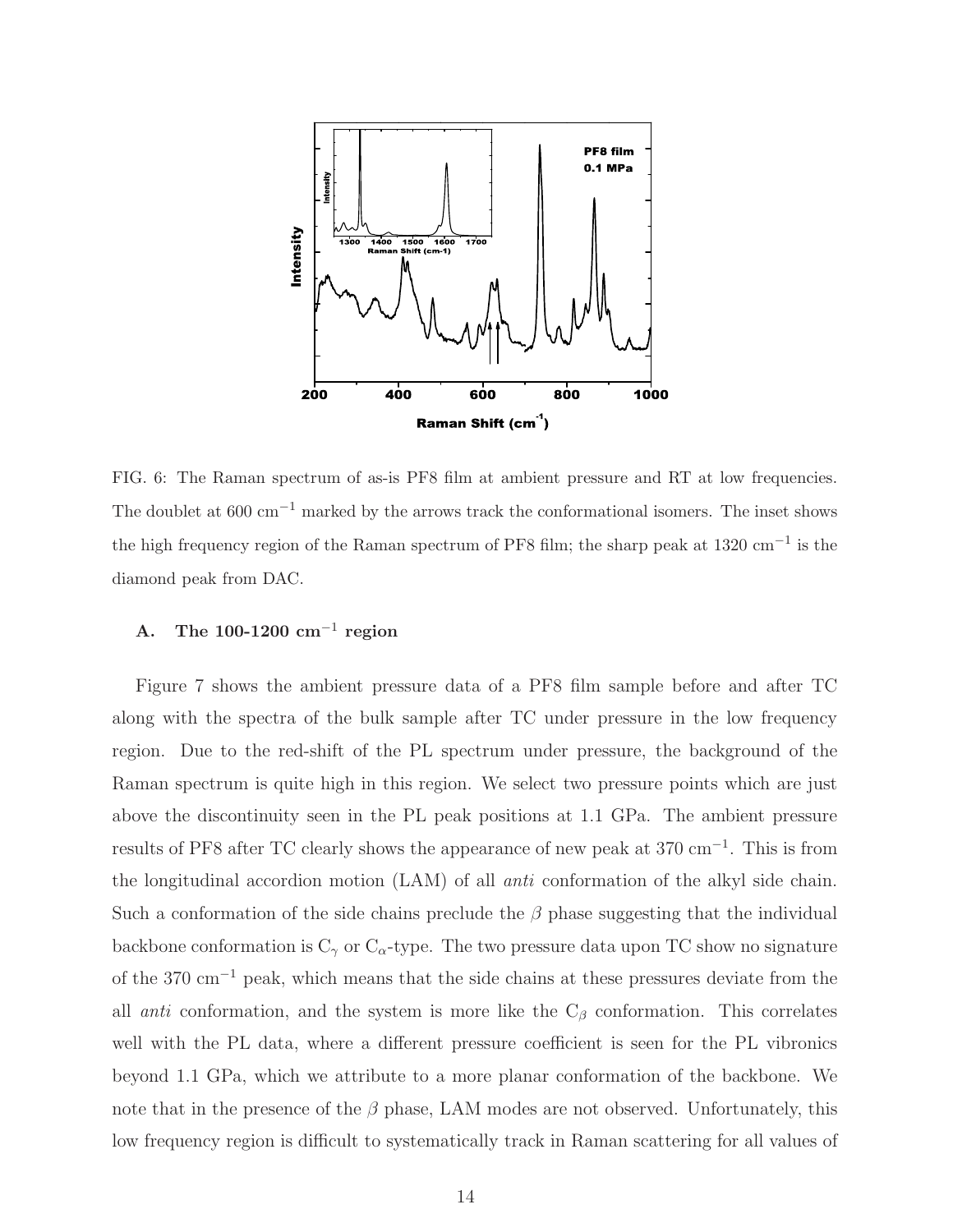FIG. 6: The Raman spectrum of as-is PF8 film at ambient pressure and RT at low frequencies. The doublet at 600 cm$^{-1}$ marked by the arrows track the conformational isomers. The inset shows the high frequency region of the Raman spectrum of PF8 film; the sharp peak at 1320 cm$^{-1}$ is the diamond peak from DAC.

### A. The 100-1200 cm$^{-1}$ region

Figure 7 shows the ambient pressure data of a PF8 film sample before and after TC along with the spectra of the bulk sample after TC under pressure in the low frequency region. Due to the red-shift of the PL spectrum under pressure, the background of the Raman spectrum is quite high in this region. We select two pressure points which are just above the discontinuity seen in the PL peak positions at 1.1 GPa. The ambient pressure results of PF8 after TC clearly shows the appearance of new peak at 370 cm$^{-1}$. This is from the longitudinal accordion motion (LAM) of all *anti* conformation of the alkyl side chain. Such a conformation of the side chains preclude the $\beta$ phase suggesting that the individual backbone conformation is $C_{\gamma}$ or $C_{\alpha}$-type. The two pressure data upon TC show no signature of the 370 cm$^{-1}$ peak, which means that the side chains at these pressures deviate from the all *anti* conformation, and the system is more like the $C_{\beta}$ conformation. This correlates well with the PL data, where a different pressure coefficient is seen for the PL vibronics beyond 1.1 GPa, which we attribute to a more planar conformation of the backbone. We note that in the presence of the $\beta$ phase, LAM modes are not observed. Unfortunately, this low frequency region is difficult to systematically track in Raman scattering for all values of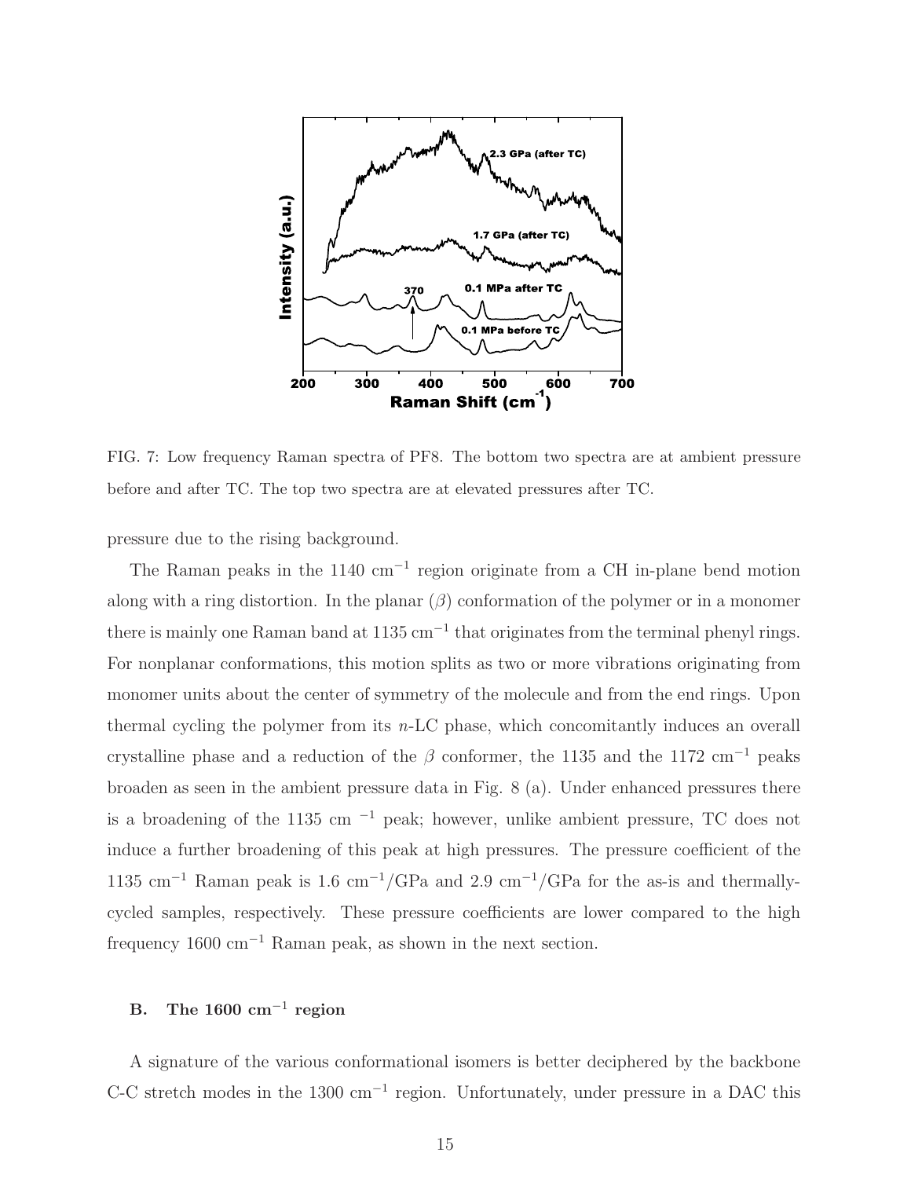FIG. 7: Low frequency Raman spectra of PF8. The bottom two spectra are at ambient pressure before and after TC. The top two spectra are at elevated pressures after TC.

pressure due to the rising background.

The Raman peaks in the 1140 cm$^{-1}$ region originate from a CH in-plane bend motion along with a ring distortion. In the planar ($\beta$) conformation of the polymer or in a monomer there is mainly one Raman band at 1135 cm$^{-1}$ that originates from the terminal phenyl rings. For nonplanar conformations, this motion splits as two or more vibrations originating from monomer units about the center of symmetry of the molecule and from the end rings. Upon thermal cycling the polymer from its $n$-LC phase, which concomitantly induces an overall crystalline phase and a reduction of the $\beta$ conformer, the 1135 and the 1172 cm$^{-1}$ peaks broaden as seen in the ambient pressure data in Fig. 8 (a). Under enhanced pressures there is a broadening of the 1135 cm $^{-1}$ peak; however, unlike ambient pressure, TC does not induce a further broadening of this peak at high pressures. The pressure coefficient of the 1135 cm$^{-1}$ Raman peak is 1.6 cm$^{-1}$/GPa and 2.9 cm$^{-1}$/GPa for the as-is and thermally-cycled samples, respectively. These pressure coefficients are lower compared to the high frequency 1600 cm$^{-1}$ Raman peak, as shown in the next section.

### B. The 1600 cm$^{-1}$ region

A signature of the various conformational isomers is better deciphered by the backbone C-C stretch modes in the 1300 cm$^{-1}$ region. Unfortunately, under pressure in a DAC this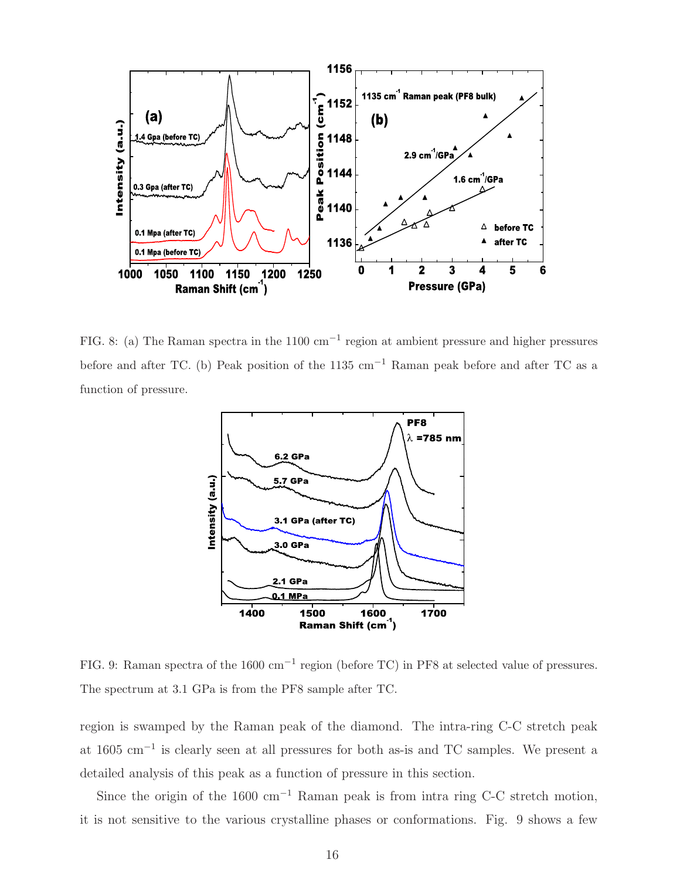FIG. 8: (a) The Raman spectra in the 1100 cm$^{-1}$ region at ambient pressure and higher pressures before and after TC. (b) Peak position of the 1135 cm$^{-1}$ Raman peak before and after TC as a function of pressure.

FIG. 9: Raman spectra of the 1600 cm$^{-1}$ region (before TC) in PF8 at selected value of pressures. The spectrum at 3.1 GPa is from the PF8 sample after TC.

region is swamped by the Raman peak of the diamond. The intra-ring C-C stretch peak at 1605 cm$^{-1}$ is clearly seen at all pressures for both as-is and TC samples. We present a detailed analysis of this peak as a function of pressure in this section.

Since the origin of the 1600 cm$^{-1}$ Raman peak is from intra ring C-C stretch motion, it is not sensitive to the various crystalline phases or conformations. Fig. 9 shows a few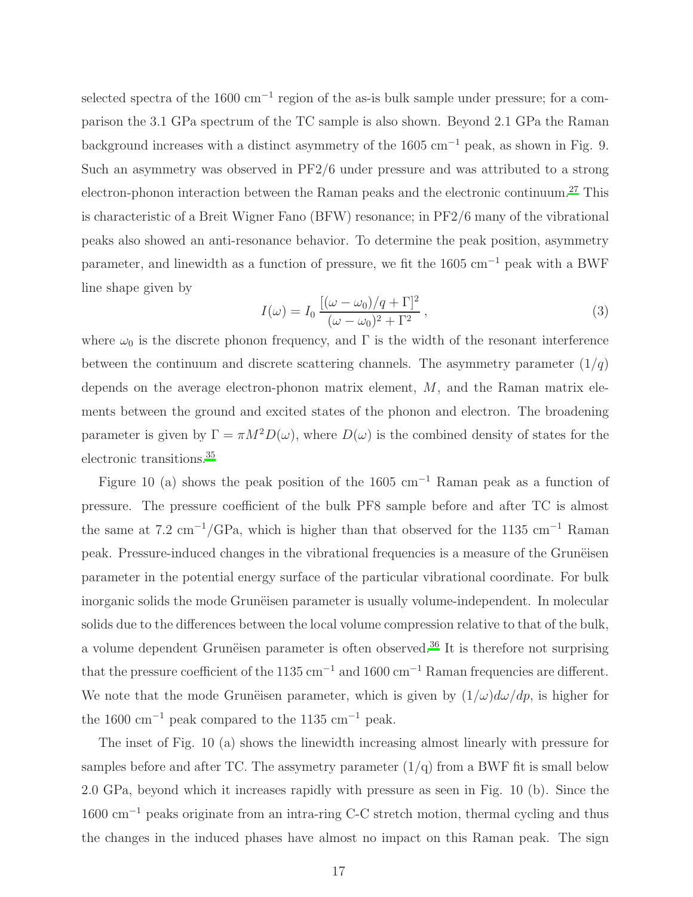selected spectra of the 1600 cm$^{-1}$ region of the as-is bulk sample under pressure; for a comparison the 3.1 GPa spectrum of the TC sample is also shown. Beyond 2.1 GPa the Raman background increases with a distinct asymmetry of the 1605 cm$^{-1}$ peak, as shown in Fig. 9. Such an asymmetry was observed in PF2/6 under pressure and was attributed to a strong electron-phonon interaction between the Raman peaks and the electronic continuum.[27] This is characteristic of a Breit Wigner Fano (BFW) resonance; in PF2/6 many of the vibrational peaks also showed an anti-resonance behavior. To determine the peak position, asymmetry parameter, and linewidth as a function of pressure, we fit the 1605 cm$^{-1}$ peak with a BWF line shape given by

$$I(\omega) = I_0 \, \frac{[(\omega - \omega_0)/q + \Gamma]^2}{(\omega - \omega_0)^2 + \Gamma^2} \, , \tag{3}$$

where $\omega_0$ is the discrete phonon frequency, and $\Gamma$ is the width of the resonant interference between the continuum and discrete scattering channels. The asymmetry parameter $(1/q)$ depends on the average electron-phonon matrix element, $M$, and the Raman matrix elements between the ground and excited states of the phonon and electron. The broadening parameter is given by $\Gamma = \pi M^2 D(\omega)$, where $D(\omega)$ is the combined density of states for the electronic transitions.[35]

Figure 10 (a) shows the peak position of the 1605 cm$^{-1}$ Raman peak as a function of pressure. The pressure coefficient of the bulk PF8 sample before and after TC is almost the same at 7.2 cm$^{-1}$/GPa, which is higher than that observed for the 1135 cm$^{-1}$ Raman peak. Pressure-induced changes in the vibrational frequencies is a measure of the Grunëisen parameter in the potential energy surface of the particular vibrational coordinate. For bulk inorganic solids the mode Grunëisen parameter is usually volume-independent. In molecular solids due to the differences between the local volume compression relative to that of the bulk, a volume dependent Grunëisen parameter is often observed.[36] It is therefore not surprising that the pressure coefficient of the 1135 cm$^{-1}$ and 1600 cm$^{-1}$ Raman frequencies are different. We note that the mode Grunëisen parameter, which is given by $(1/\omega)d\omega/dp$, is higher for the 1600 cm$^{-1}$ peak compared to the 1135 cm$^{-1}$ peak.

The inset of Fig. 10 (a) shows the linewidth increasing almost linearly with pressure for samples before and after TC. The assymetry parameter (1/q) from a BWF fit is small below 2.0 GPa, beyond which it increases rapidly with pressure as seen in Fig. 10 (b). Since the 1600 cm$^{-1}$ peaks originate from an intra-ring C-C stretch motion, thermal cycling and thus the changes in the induced phases have almost no impact on this Raman peak. The sign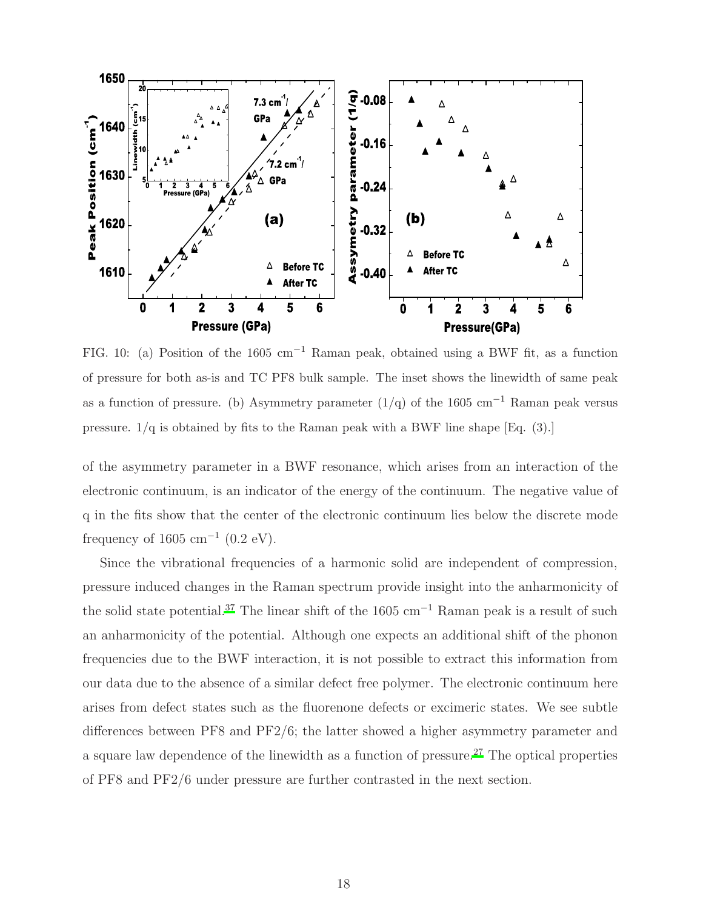FIG. 10: (a) Position of the 1605 $cm^{-1}$ Raman peak, obtained using a BWF fit, as a function of pressure for both as-is and TC PF8 bulk sample. The inset shows the linewidth of same peak as a function of pressure. (b) Asymmetry parameter (1/q) of the 1605 $cm^{-1}$ Raman peak versus pressure. 1/q is obtained by fits to the Raman peak with a BWF line shape [Eq. (3).]

of the asymmetry parameter in a BWF resonance, which arises from an interaction of the electronic continuum, is an indicator of the energy of the continuum. The negative value of q in the fits show that the center of the electronic continuum lies below the discrete mode frequency of 1605 $cm^{-1}$ (0.2 eV).

Since the vibrational frequencies of a harmonic solid are independent of compression, pressure induced changes in the Raman spectrum provide insight into the anharmonicity of the solid state potential.[37] The linear shift of the 1605 $cm^{-1}$ Raman peak is a result of such an anharmonicity of the potential. Although one expects an additional shift of the phonon frequencies due to the BWF interaction, it is not possible to extract this information from our data due to the absence of a similar defect free polymer. The electronic continuum here arises from defect states such as the fluorenone defects or excimeric states. We see subtle differences between PF8 and PF2/6; the latter showed a higher asymmetry parameter and a square law dependence of the linewidth as a function of pressure.[27] The optical properties of PF8 and PF2/6 under pressure are further contrasted in the next section.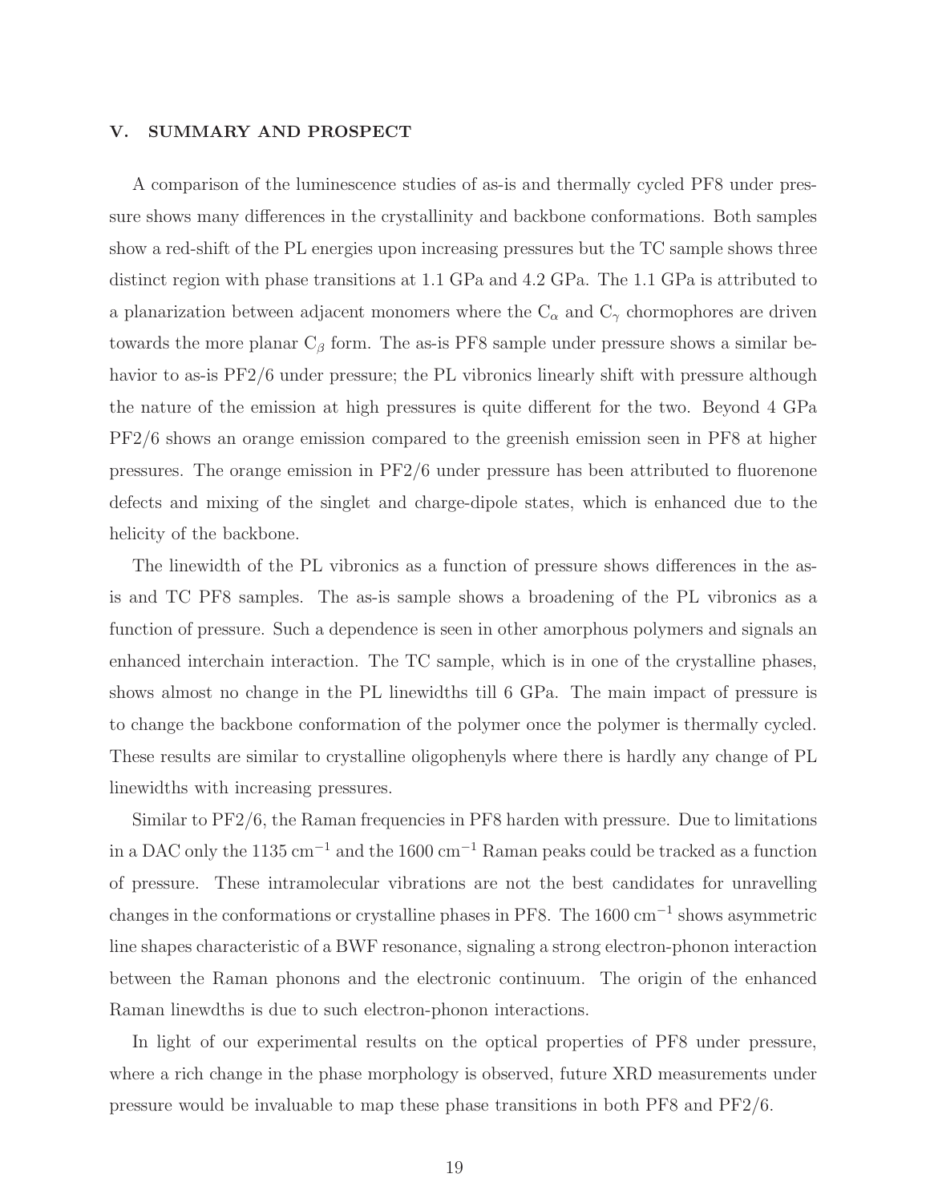## V. SUMMARY AND PROSPECT

A comparison of the luminescence studies of as-is and thermally cycled PF8 under pressure shows many differences in the crystallinity and backbone conformations. Both samples show a red-shift of the PL energies upon increasing pressures but the TC sample shows three distinct region with phase transitions at 1.1 GPa and 4.2 GPa. The 1.1 GPa is attributed to a planarization between adjacent monomers where the $C_\alpha$ and $C_\gamma$ chormophores are driven towards the more planar $C_\beta$ form. The as-is PF8 sample under pressure shows a similar behavior to as-is PF2/6 under pressure; the PL vibronics linearly shift with pressure although the nature of the emission at high pressures is quite different for the two. Beyond 4 GPa PF2/6 shows an orange emission compared to the greenish emission seen in PF8 at higher pressures. The orange emission in PF2/6 under pressure has been attributed to fluorenone defects and mixing of the singlet and charge-dipole states, which is enhanced due to the helicity of the backbone.

The linewidth of the PL vibronics as a function of pressure shows differences in the as-is and TC PF8 samples. The as-is sample shows a broadening of the PL vibronics as a function of pressure. Such a dependence is seen in other amorphous polymers and signals an enhanced interchain interaction. The TC sample, which is in one of the crystalline phases, shows almost no change in the PL linewidths till 6 GPa. The main impact of pressure is to change the backbone conformation of the polymer once the polymer is thermally cycled. These results are similar to crystalline oligophenyls where there is hardly any change of PL linewidths with increasing pressures.

Similar to PF2/6, the Raman frequencies in PF8 harden with pressure. Due to limitations in a DAC only the 1135 $\text{cm}^{-1}$ and the 1600 $\text{cm}^{-1}$ Raman peaks could be tracked as a function of pressure. These intramolecular vibrations are not the best candidates for unravelling changes in the conformations or crystalline phases in PF8. The 1600 $\text{cm}^{-1}$ shows asymmetric line shapes characteristic of a BWF resonance, signaling a strong electron-phonon interaction between the Raman phonons and the electronic continuum. The origin of the enhanced Raman linewdths is due to such electron-phonon interactions.

In light of our experimental results on the optical properties of PF8 under pressure, where a rich change in the phase morphology is observed, future XRD measurements under pressure would be invaluable to map these phase transitions in both PF8 and PF2/6.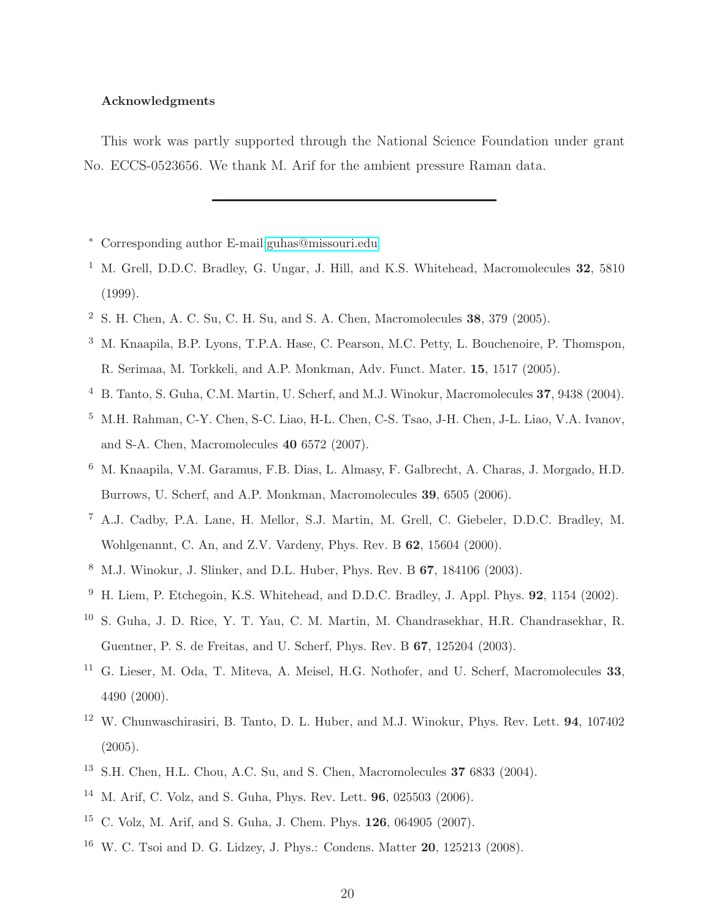### Acknowledgments

This work was partly supported through the National Science Foundation under grant No. ECCS-0523656. We thank M. Arif for the ambient pressure Raman data.

---

[*] Corresponding author E-mail:guhas@missouri.edu

[1] M. Grell, D.D.C. Bradley, G. Ungar, J. Hill, and K.S. Whitehead, Macromolecules **32**, 5810 (1999).

[2] S. H. Chen, A. C. Su, C. H. Su, and S. A. Chen, Macromolecules **38**, 379 (2005).

[3] M. Knaapila, B.P. Lyons, T.P.A. Hase, C. Pearson, M.C. Petty, L. Bouchenoire, P. Thomspon, R. Serimaa, M. Torkkeli, and A.P. Monkman, Adv. Funct. Mater. **15**, 1517 (2005).

[4] B. Tanto, S. Guha, C.M. Martin, U. Scherf, and M.J. Winokur, Macromolecules **37**, 9438 (2004).

[5] M.H. Rahman, C-Y. Chen, S-C. Liao, H-L. Chen, C-S. Tsao, J-H. Chen, J-L. Liao, V.A. Ivanov, and S-A. Chen, Macromolecules **40** 6572 (2007).

[6] M. Knaapila, V.M. Garamus, F.B. Dias, L. Almasy, F. Galbrecht, A. Charas, J. Morgado, H.D. Burrows, U. Scherf, and A.P. Monkman, Macromolecules **39**, 6505 (2006).

[7] A.J. Cadby, P.A. Lane, H. Mellor, S.J. Martin, M. Grell, C. Giebeler, D.D.C. Bradley, M. Wohlgenannt, C. An, and Z.V. Vardeny, Phys. Rev. B **62**, 15604 (2000).

[8] M.J. Winokur, J. Slinker, and D.L. Huber, Phys. Rev. B **67**, 184106 (2003).

[9] H. Liem, P. Etchegoin, K.S. Whitehead, and D.D.C. Bradley, J. Appl. Phys. **92**, 1154 (2002).

[10] S. Guha, J. D. Rice, Y. T. Yau, C. M. Martin, M. Chandrasekhar, H.R. Chandrasekhar, R. Guentner, P. S. de Freitas, and U. Scherf, Phys. Rev. B **67**, 125204 (2003).

[11] G. Lieser, M. Oda, T. Miteva, A. Meisel, H.G. Nothofer, and U. Scherf, Macromolecules **33**, 4490 (2000).

[12] W. Chunwaschirasiri, B. Tanto, D. L. Huber, and M.J. Winokur, Phys. Rev. Lett. **94**, 107402 (2005).

[13] S.H. Chen, H.L. Chou, A.C. Su, and S. Chen, Macromolecules **37** 6833 (2004).

[14] M. Arif, C. Volz, and S. Guha, Phys. Rev. Lett. **96**, 025503 (2006).

[15] C. Volz, M. Arif, and S. Guha, J. Chem. Phys. **126**, 064905 (2007).

[16] W. C. Tsoi and D. G. Lidzey, J. Phys.: Condens. Matter **20**, 125213 (2008).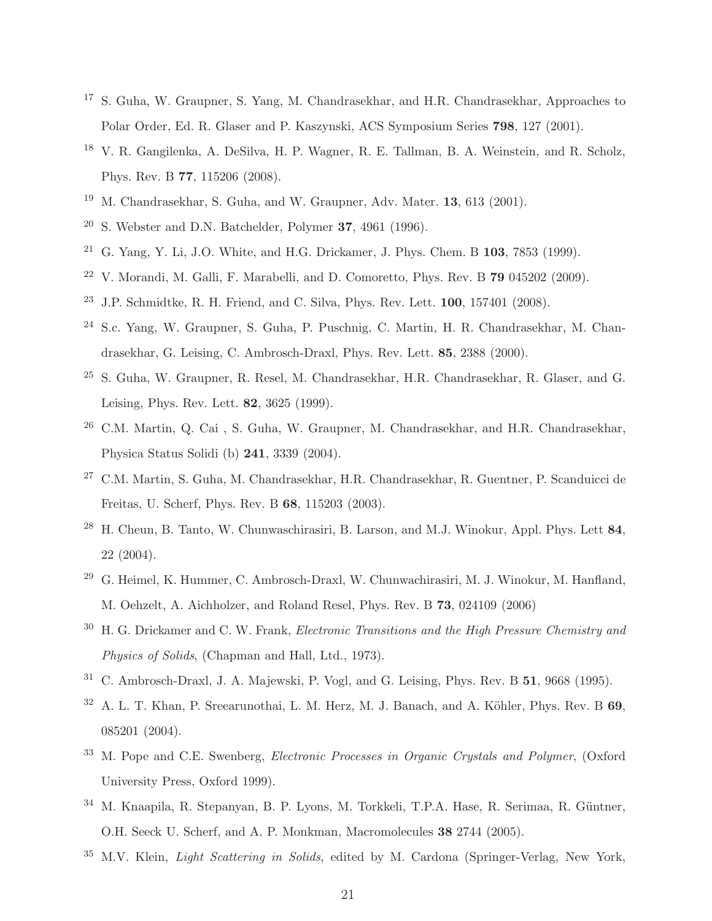[17] S. Guha, W. Graupner, S. Yang, M. Chandrasekhar, and H.R. Chandrasekhar, Approaches to Polar Order, Ed. R. Glaser and P. Kaszynski, ACS Symposium Series **798**, 127 (2001).

[18] V. R. Gangilenka, A. DeSilva, H. P. Wagner, R. E. Tallman, B. A. Weinstein, and R. Scholz, Phys. Rev. B **77**, 115206 (2008).

[19] M. Chandrasekhar, S. Guha, and W. Graupner, Adv. Mater. **13**, 613 (2001).

[20] S. Webster and D.N. Batchelder, Polymer **37**, 4961 (1996).

[21] G. Yang, Y. Li, J.O. White, and H.G. Drickamer, J. Phys. Chem. B **103**, 7853 (1999).

[22] V. Morandi, M. Galli, F. Marabelli, and D. Comoretto, Phys. Rev. B **79** 045202 (2009).

[23] J.P. Schmidtke, R. H. Friend, and C. Silva, Phys. Rev. Lett. **100**, 157401 (2008).

[24] S.c. Yang, W. Graupner, S. Guha, P. Puschnig, C. Martin, H. R. Chandrasekhar, M. Chandrasekhar, G. Leising, C. Ambrosch-Draxl, Phys. Rev. Lett. **85**, 2388 (2000).

[25] S. Guha, W. Graupner, R. Resel, M. Chandrasekhar, H.R. Chandrasekhar, R. Glaser, and G. Leising, Phys. Rev. Lett. **82**, 3625 (1999).

[26] C.M. Martin, Q. Cai , S. Guha, W. Graupner, M. Chandrasekhar, and H.R. Chandrasekhar, Physica Status Solidi (b) **241**, 3339 (2004).

[27] C.M. Martin, S. Guha, M. Chandrasekhar, H.R. Chandrasekhar, R. Guentner, P. Scanduicci de Freitas, U. Scherf, Phys. Rev. B **68**, 115203 (2003).

[28] H. Cheun, B. Tanto, W. Chunwaschirasiri, B. Larson, and M.J. Winokur, Appl. Phys. Lett **84**, 22 (2004).

[29] G. Heimel, K. Hummer, C. Ambrosch-Draxl, W. Chunwachirasiri, M. J. Winokur, M. Hanfland, M. Oehzelt, A. Aichholzer, and Roland Resel, Phys. Rev. B **73**, 024109 (2006)

[30] H. G. Drickamer and C. W. Frank, *Electronic Transitions and the High Pressure Chemistry and Physics of Solids*, (Chapman and Hall, Ltd., 1973).

[31] C. Ambrosch-Draxl, J. A. Majewski, P. Vogl, and G. Leising, Phys. Rev. B **51**, 9668 (1995).

[32] A. L. T. Khan, P. Sreearunothai, L. M. Herz, M. J. Banach, and A. Köhler, Phys. Rev. B **69**, 085201 (2004).

[33] M. Pope and C.E. Swenberg, *Electronic Processes in Organic Crystals and Polymer*, (Oxford University Press, Oxford 1999).

[34] M. Knaapila, R. Stepanyan, B. P. Lyons, M. Torkkeli, T.P.A. Hase, R. Serimaa, R. Güntner, O.H. Seeck U. Scherf, and A. P. Monkman, Macromolecules **38** 2744 (2005).

[35] M.V. Klein, *Light Scattering in Solids*, edited by M. Cardona (Springer-Verlag, New York,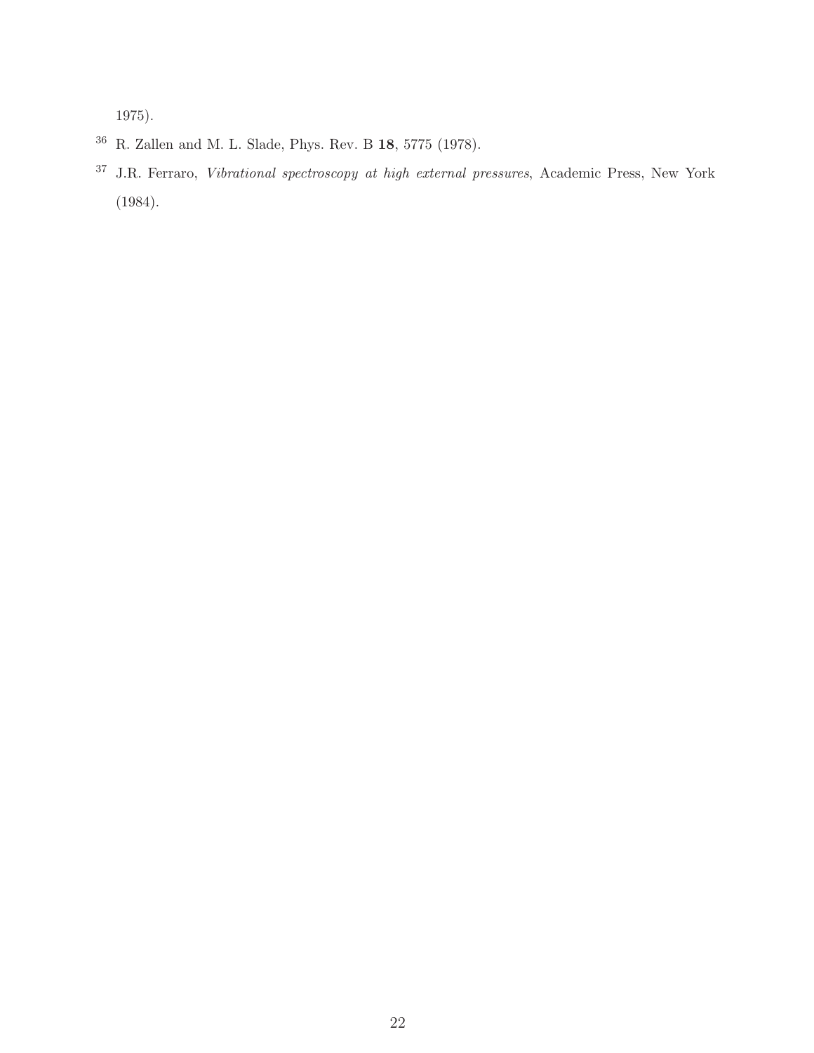1975).

[36] R. Zallen and M. L. Slade, Phys. Rev. B **18**, 5775 (1978).

[37] J.R. Ferraro, *Vibrational spectroscopy at high external pressures*, Academic Press, New York (1984).